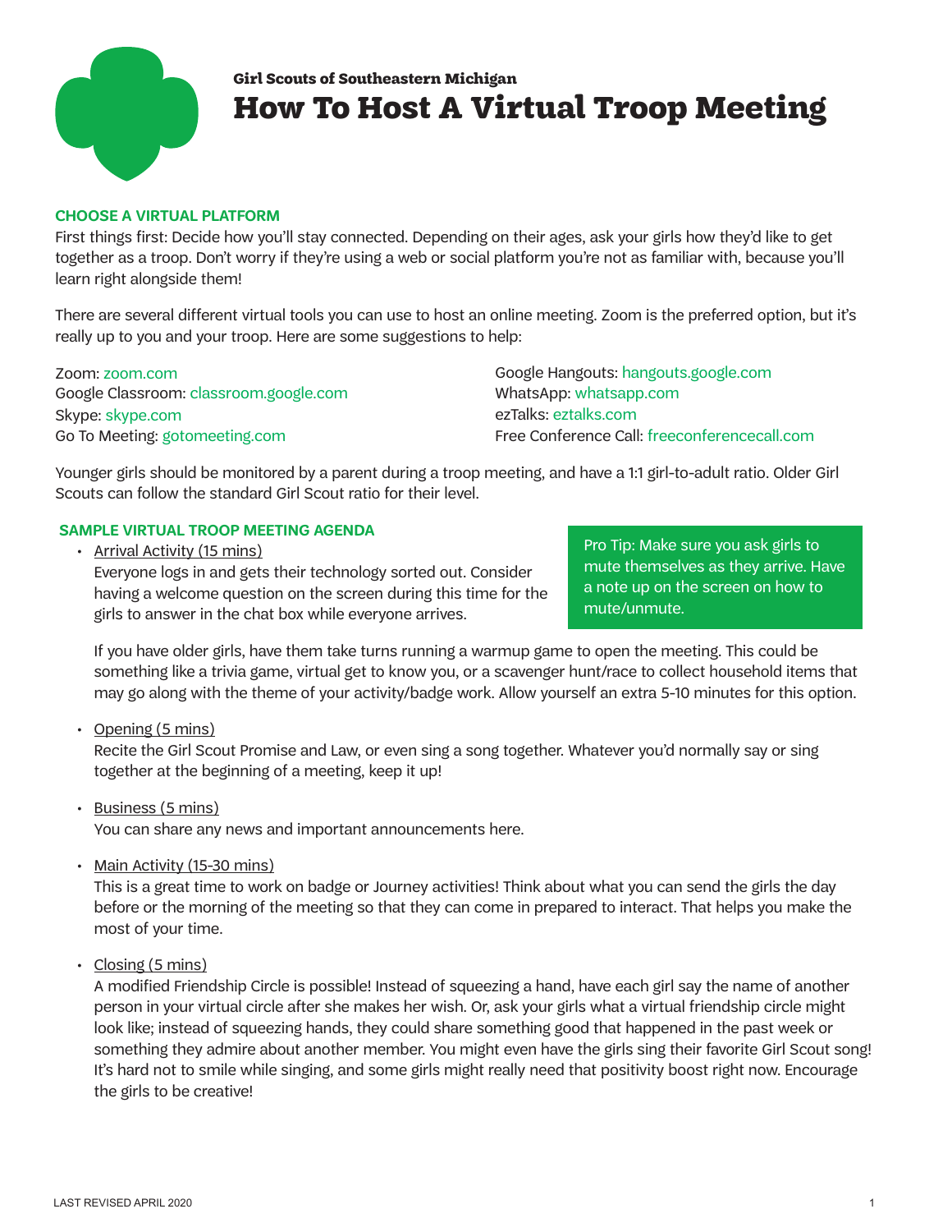Girl Scouts of Southeastern Michigan

# How To Host A Virtual Troop Meeting

## CHOOSE A VIRTUAL PLATFORM

First things first: Decide how you'll stay connected. Depending on their ages, ask your girls how they'd like to get together as a troop. Don't worry if they're using a web or social platform you're not as familiar with, because you'll learn right alongside them!

There are several different virtual tools you can use to host an online meeting. Zoom is the preferred option, but it's really up to you and your troop. Here are some suggestions to help:

Zoom: zoom.com
Google Classroom: classroom.google.com
Skype: skype.com
Go To Meeting: gotomeeting.com
Google Hangouts: hangouts.google.com
WhatsApp: whatsapp.com
ezTalks: eztalks.com
Free Conference Call: freeconferencecall.com

Younger girls should be monitored by a parent during a troop meeting, and have a 1:1 girl-to-adult ratio. Older Girl Scouts can follow the standard Girl Scout ratio for their level.

## SAMPLE VIRTUAL TROOP MEETING AGENDA

- Arrival Activity (15 mins)
  Everyone logs in and gets their technology sorted out. Consider having a welcome question on the screen during this time for the girls to answer in the chat box while everyone arrives.

  > Pro Tip: Make sure you ask girls to mute themselves as they arrive. Have a note up on the screen on how to mute/unmute.

  If you have older girls, have them take turns running a warmup game to open the meeting. This could be something like a trivia game, virtual get to know you, or a scavenger hunt/race to collect household items that may go along with the theme of your activity/badge work. Allow yourself an extra 5-10 minutes for this option.

- Opening (5 mins)
  Recite the Girl Scout Promise and Law, or even sing a song together. Whatever you'd normally say or sing together at the beginning of a meeting, keep it up!

- Business (5 mins)
  You can share any news and important announcements here.

- Main Activity (15-30 mins)
  This is a great time to work on badge or Journey activities! Think about what you can send the girls the day before or the morning of the meeting so that they can come in prepared to interact. That helps you make the most of your time.

- Closing (5 mins)
  A modified Friendship Circle is possible! Instead of squeezing a hand, have each girl say the name of another person in your virtual circle after she makes her wish. Or, ask your girls what a virtual friendship circle might look like; instead of squeezing hands, they could share something good that happened in the past week or something they admire about another member. You might even have the girls sing their favorite Girl Scout song! It's hard not to smile while singing, and some girls might really need that positivity boost right now. Encourage the girls to be creative!

LAST REVISED APRIL 2020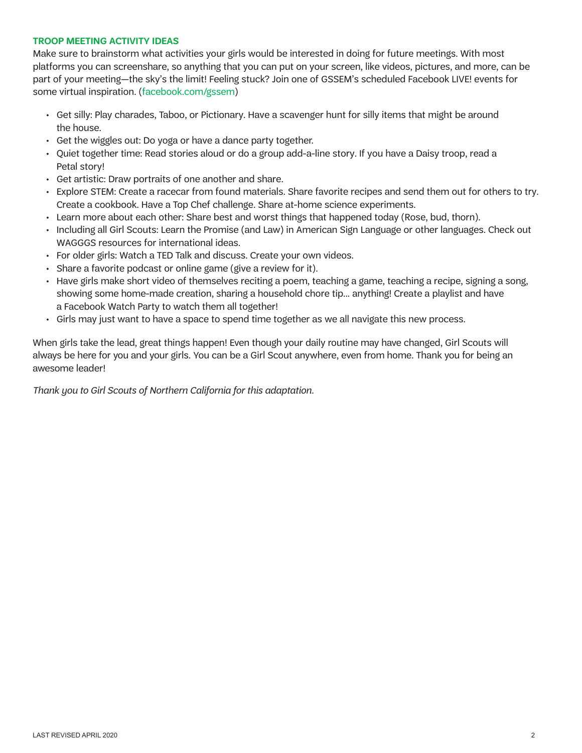## TROOP MEETING ACTIVITY IDEAS

Make sure to brainstorm what activities your girls would be interested in doing for future meetings. With most platforms you can screenshare, so anything that you can put on your screen, like videos, pictures, and more, can be part of your meeting—the sky's the limit! Feeling stuck? Join one of GSSEM's scheduled Facebook LIVE! events for some virtual inspiration. (facebook.com/gssem)

- Get silly: Play charades, Taboo, or Pictionary. Have a scavenger hunt for silly items that might be around the house.
- Get the wiggles out: Do yoga or have a dance party together.
- Quiet together time: Read stories aloud or do a group add-a-line story. If you have a Daisy troop, read a Petal story!
- Get artistic: Draw portraits of one another and share.
- Explore STEM: Create a racecar from found materials. Share favorite recipes and send them out for others to try. Create a cookbook. Have a Top Chef challenge. Share at-home science experiments.
- Learn more about each other: Share best and worst things that happened today (Rose, bud, thorn).
- Including all Girl Scouts: Learn the Promise (and Law) in American Sign Language or other languages. Check out WAGGGS resources for international ideas.
- For older girls: Watch a TED Talk and discuss. Create your own videos.
- Share a favorite podcast or online game (give a review for it).
- Have girls make short video of themselves reciting a poem, teaching a game, teaching a recipe, signing a song, showing some home-made creation, sharing a household chore tip… anything! Create a playlist and have a Facebook Watch Party to watch them all together!
- Girls may just want to have a space to spend time together as we all navigate this new process.

When girls take the lead, great things happen! Even though your daily routine may have changed, Girl Scouts will always be here for you and your girls. You can be a Girl Scout anywhere, even from home. Thank you for being an awesome leader!

*Thank you to Girl Scouts of Northern California for this adaptation.*

LAST REVISED APRIL 2020